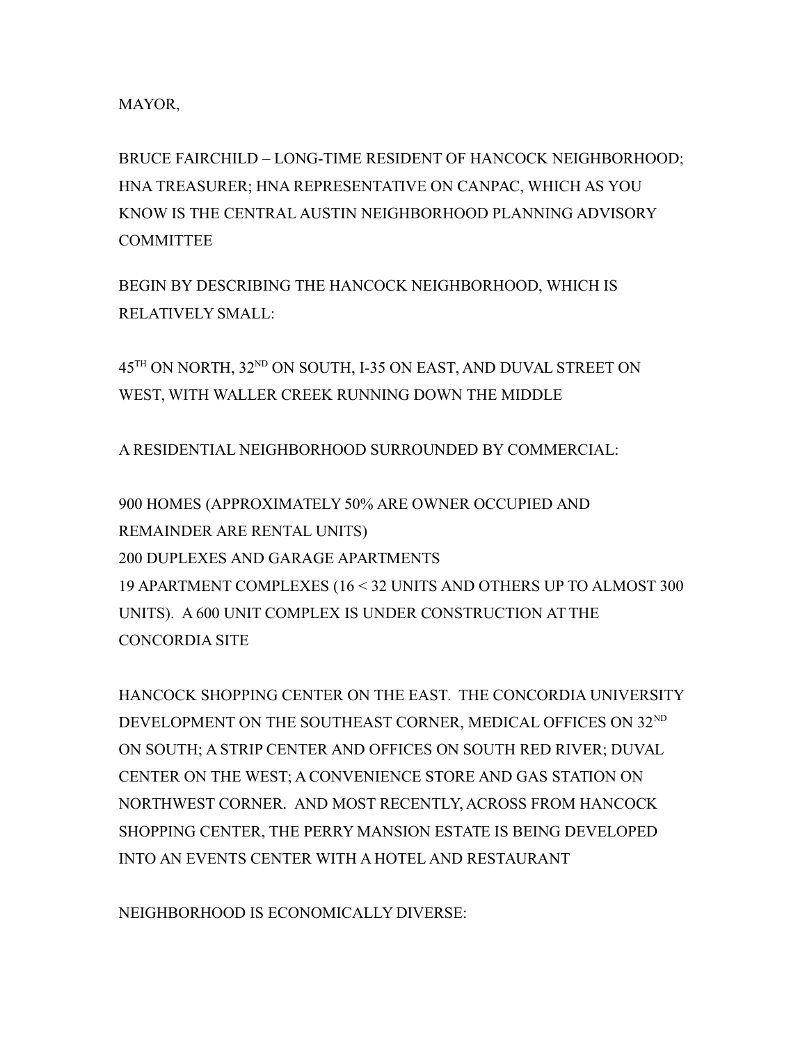MAYOR,

BRUCE FAIRCHILD – LONG-TIME RESIDENT OF HANCOCK NEIGHBORHOOD; HNA TREASURER; HNA REPRESENTATIVE ON CANPAC, WHICH AS YOU KNOW IS THE CENTRAL AUSTIN NEIGHBORHOOD PLANNING ADVISORY COMMITTEE

BEGIN BY DESCRIBING THE HANCOCK NEIGHBORHOOD, WHICH IS RELATIVELY SMALL:

$45^{TH}$ ON NORTH, $32^{ND}$ ON SOUTH, I-35 ON EAST, AND DUVAL STREET ON WEST, WITH WALLER CREEK RUNNING DOWN THE MIDDLE

A RESIDENTIAL NEIGHBORHOOD SURROUNDED BY COMMERCIAL:

900 HOMES (APPROXIMATELY 50% ARE OWNER OCCUPIED AND REMAINDER ARE RENTAL UNITS)
200 DUPLEXES AND GARAGE APARTMENTS
19 APARTMENT COMPLEXES (16 < 32 UNITS AND OTHERS UP TO ALMOST 300 UNITS). A 600 UNIT COMPLEX IS UNDER CONSTRUCTION AT THE CONCORDIA SITE

HANCOCK SHOPPING CENTER ON THE EAST. THE CONCORDIA UNIVERSITY DEVELOPMENT ON THE SOUTHEAST CORNER, MEDICAL OFFICES ON $32^{ND}$ ON SOUTH; A STRIP CENTER AND OFFICES ON SOUTH RED RIVER; DUVAL CENTER ON THE WEST; A CONVENIENCE STORE AND GAS STATION ON NORTHWEST CORNER. AND MOST RECENTLY, ACROSS FROM HANCOCK SHOPPING CENTER, THE PERRY MANSION ESTATE IS BEING DEVELOPED INTO AN EVENTS CENTER WITH A HOTEL AND RESTAURANT

NEIGHBORHOOD IS ECONOMICALLY DIVERSE: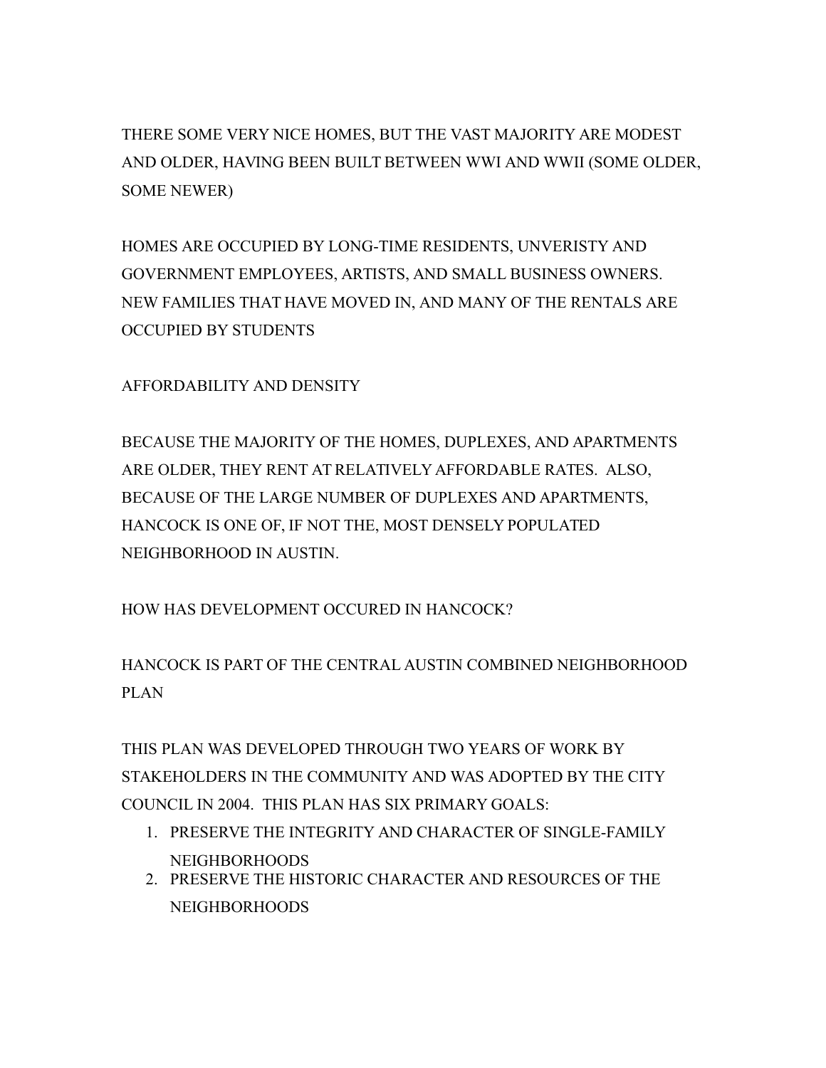THERE SOME VERY NICE HOMES, BUT THE VAST MAJORITY ARE MODEST AND OLDER, HAVING BEEN BUILT BETWEEN WWI AND WWII (SOME OLDER, SOME NEWER)

HOMES ARE OCCUPIED BY LONG-TIME RESIDENTS, UNVERISTY AND GOVERNMENT EMPLOYEES, ARTISTS, AND SMALL BUSINESS OWNERS. NEW FAMILIES THAT HAVE MOVED IN, AND MANY OF THE RENTALS ARE OCCUPIED BY STUDENTS

AFFORDABILITY AND DENSITY

BECAUSE THE MAJORITY OF THE HOMES, DUPLEXES, AND APARTMENTS ARE OLDER, THEY RENT AT RELATIVELY AFFORDABLE RATES. ALSO, BECAUSE OF THE LARGE NUMBER OF DUPLEXES AND APARTMENTS, HANCOCK IS ONE OF, IF NOT THE, MOST DENSELY POPULATED NEIGHBORHOOD IN AUSTIN.

HOW HAS DEVELOPMENT OCCURED IN HANCOCK?

HANCOCK IS PART OF THE CENTRAL AUSTIN COMBINED NEIGHBORHOOD PLAN

THIS PLAN WAS DEVELOPED THROUGH TWO YEARS OF WORK BY STAKEHOLDERS IN THE COMMUNITY AND WAS ADOPTED BY THE CITY COUNCIL IN 2004. THIS PLAN HAS SIX PRIMARY GOALS:

1. PRESERVE THE INTEGRITY AND CHARACTER OF SINGLE-FAMILY NEIGHBORHOODS
2. PRESERVE THE HISTORIC CHARACTER AND RESOURCES OF THE NEIGHBORHOODS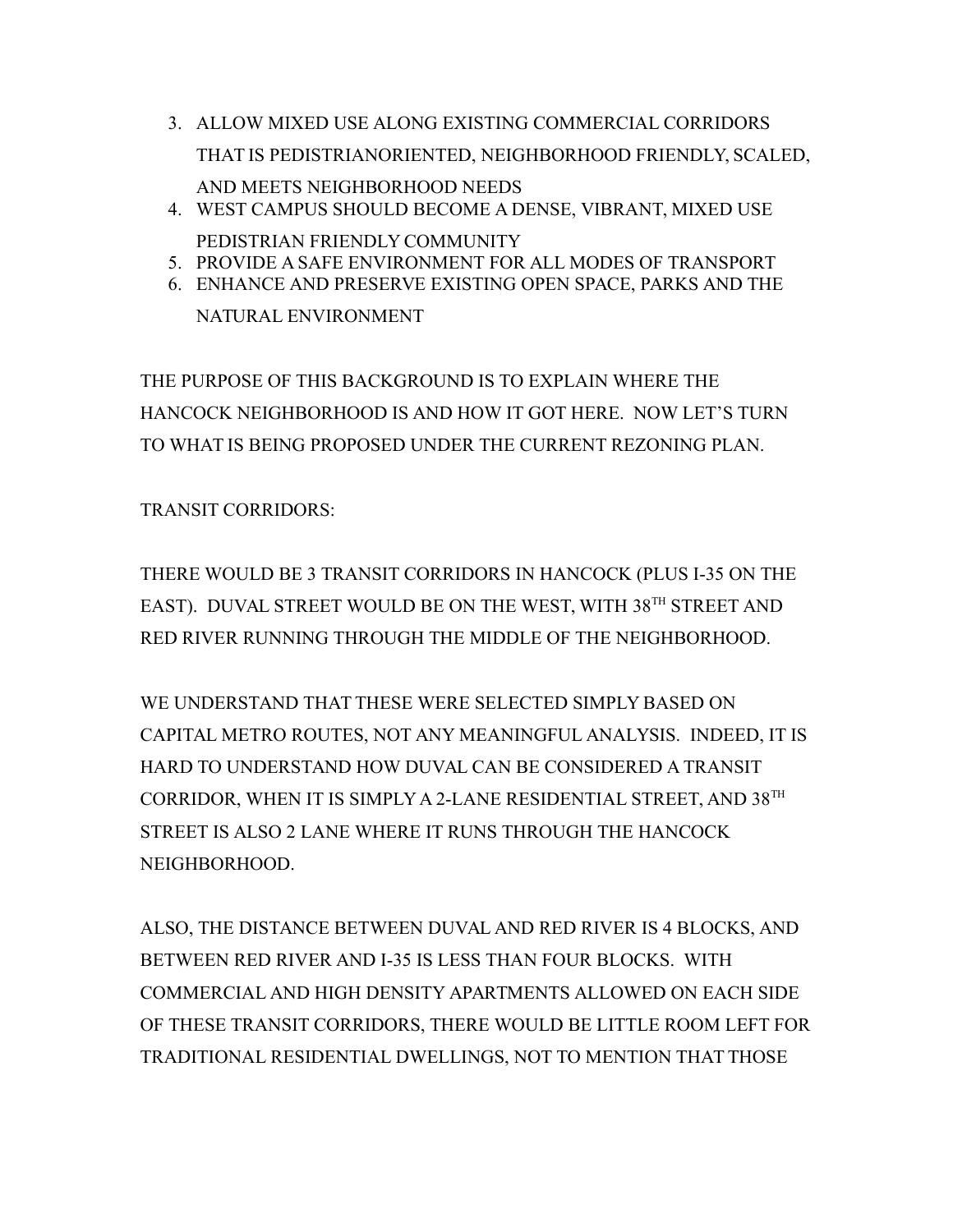3. ALLOW MIXED USE ALONG EXISTING COMMERCIAL CORRIDORS THAT IS PEDISTRIANORIENTED, NEIGHBORHOOD FRIENDLY, SCALED, AND MEETS NEIGHBORHOOD NEEDS
4. WEST CAMPUS SHOULD BECOME A DENSE, VIBRANT, MIXED USE PEDISTRIAN FRIENDLY COMMUNITY
5. PROVIDE A SAFE ENVIRONMENT FOR ALL MODES OF TRANSPORT
6. ENHANCE AND PRESERVE EXISTING OPEN SPACE, PARKS AND THE NATURAL ENVIRONMENT

THE PURPOSE OF THIS BACKGROUND IS TO EXPLAIN WHERE THE HANCOCK NEIGHBORHOOD IS AND HOW IT GOT HERE. NOW LET'S TURN TO WHAT IS BEING PROPOSED UNDER THE CURRENT REZONING PLAN.

TRANSIT CORRIDORS:

THERE WOULD BE 3 TRANSIT CORRIDORS IN HANCOCK (PLUS I-35 ON THE EAST). DUVAL STREET WOULD BE ON THE WEST, WITH 38TH STREET AND RED RIVER RUNNING THROUGH THE MIDDLE OF THE NEIGHBORHOOD.

WE UNDERSTAND THAT THESE WERE SELECTED SIMPLY BASED ON CAPITAL METRO ROUTES, NOT ANY MEANINGFUL ANALYSIS. INDEED, IT IS HARD TO UNDERSTAND HOW DUVAL CAN BE CONSIDERED A TRANSIT CORRIDOR, WHEN IT IS SIMPLY A 2-LANE RESIDENTIAL STREET, AND 38TH STREET IS ALSO 2 LANE WHERE IT RUNS THROUGH THE HANCOCK NEIGHBORHOOD.

ALSO, THE DISTANCE BETWEEN DUVAL AND RED RIVER IS 4 BLOCKS, AND BETWEEN RED RIVER AND I-35 IS LESS THAN FOUR BLOCKS. WITH COMMERCIAL AND HIGH DENSITY APARTMENTS ALLOWED ON EACH SIDE OF THESE TRANSIT CORRIDORS, THERE WOULD BE LITTLE ROOM LEFT FOR TRADITIONAL RESIDENTIAL DWELLINGS, NOT TO MENTION THAT THOSE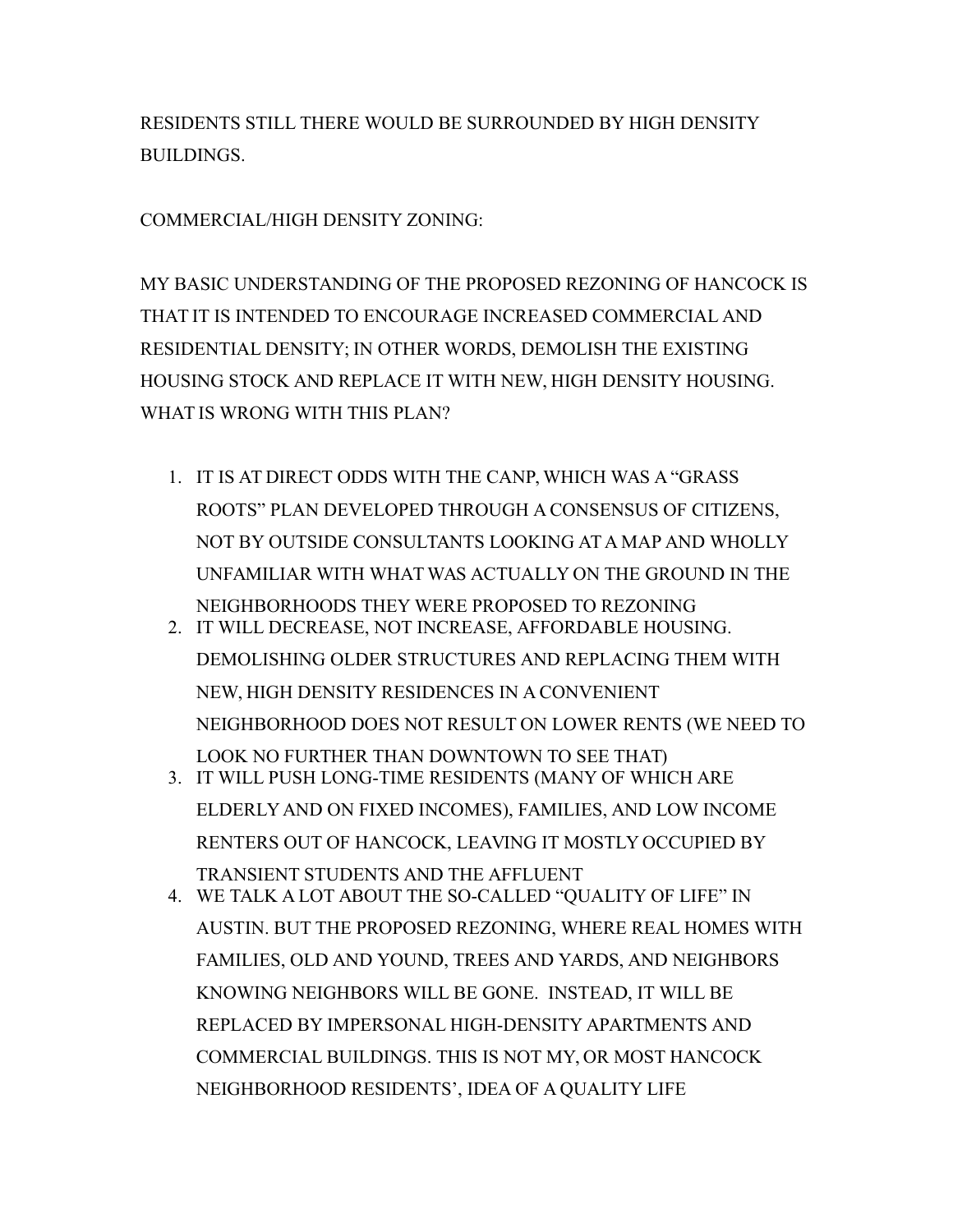RESIDENTS STILL THERE WOULD BE SURROUNDED BY HIGH DENSITY BUILDINGS.

COMMERCIAL/HIGH DENSITY ZONING:

MY BASIC UNDERSTANDING OF THE PROPOSED REZONING OF HANCOCK IS THAT IT IS INTENDED TO ENCOURAGE INCREASED COMMERCIAL AND RESIDENTIAL DENSITY; IN OTHER WORDS, DEMOLISH THE EXISTING HOUSING STOCK AND REPLACE IT WITH NEW, HIGH DENSITY HOUSING. WHAT IS WRONG WITH THIS PLAN?

1. IT IS AT DIRECT ODDS WITH THE CANP, WHICH WAS A "GRASS ROOTS" PLAN DEVELOPED THROUGH A CONSENSUS OF CITIZENS, NOT BY OUTSIDE CONSULTANTS LOOKING AT A MAP AND WHOLLY UNFAMILIAR WITH WHAT WAS ACTUALLY ON THE GROUND IN THE NEIGHBORHOODS THEY WERE PROPOSED TO REZONING
2. IT WILL DECREASE, NOT INCREASE, AFFORDABLE HOUSING. DEMOLISHING OLDER STRUCTURES AND REPLACING THEM WITH NEW, HIGH DENSITY RESIDENCES IN A CONVENIENT NEIGHBORHOOD DOES NOT RESULT ON LOWER RENTS (WE NEED TO LOOK NO FURTHER THAN DOWNTOWN TO SEE THAT)
3. IT WILL PUSH LONG-TIME RESIDENTS (MANY OF WHICH ARE ELDERLY AND ON FIXED INCOMES), FAMILIES, AND LOW INCOME RENTERS OUT OF HANCOCK, LEAVING IT MOSTLY OCCUPIED BY TRANSIENT STUDENTS AND THE AFFLUENT
4. WE TALK A LOT ABOUT THE SO-CALLED "QUALITY OF LIFE" IN AUSTIN. BUT THE PROPOSED REZONING, WHERE REAL HOMES WITH FAMILIES, OLD AND YOUND, TREES AND YARDS, AND NEIGHBORS KNOWING NEIGHBORS WILL BE GONE. INSTEAD, IT WILL BE REPLACED BY IMPERSONAL HIGH-DENSITY APARTMENTS AND COMMERCIAL BUILDINGS. THIS IS NOT MY, OR MOST HANCOCK NEIGHBORHOOD RESIDENTS', IDEA OF A QUALITY LIFE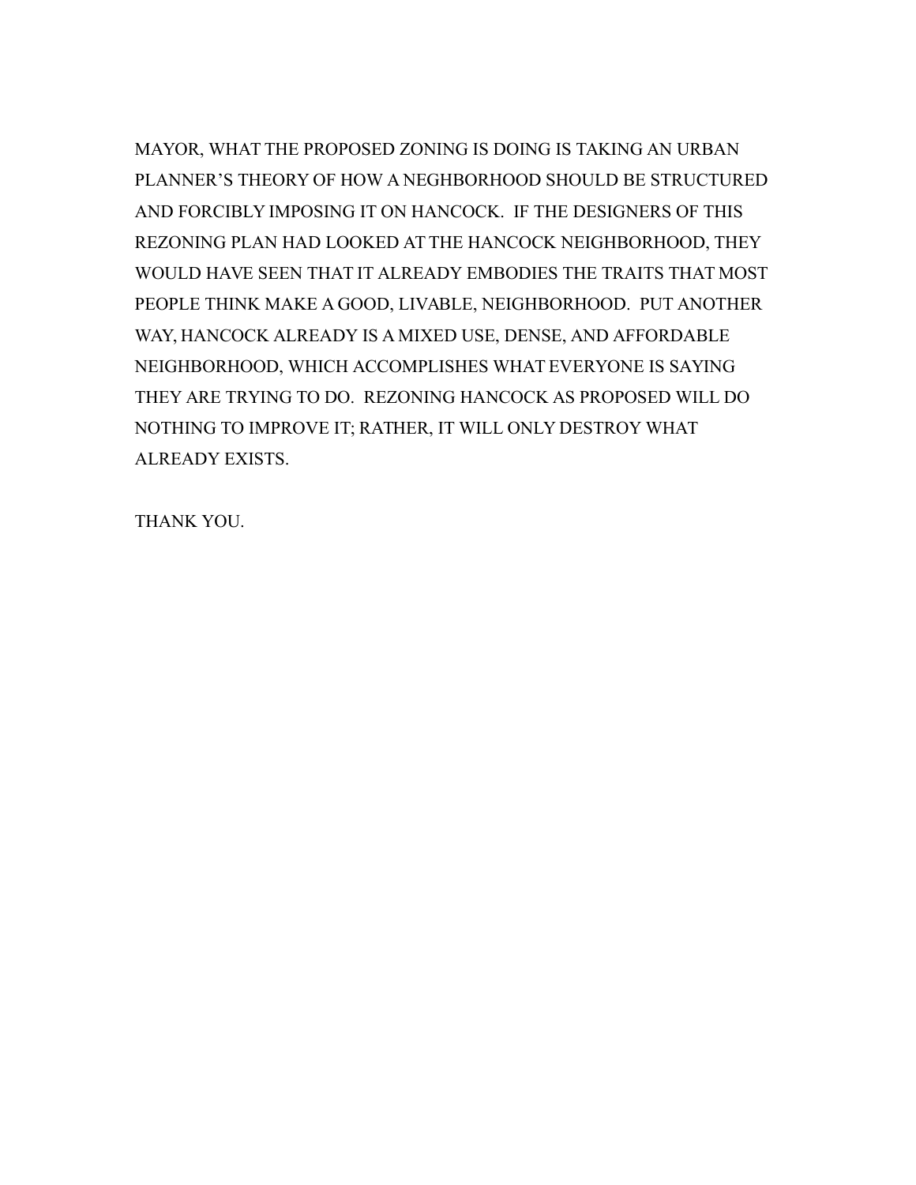MAYOR, WHAT THE PROPOSED ZONING IS DOING IS TAKING AN URBAN PLANNER'S THEORY OF HOW A NEGHBORHOOD SHOULD BE STRUCTURED AND FORCIBLY IMPOSING IT ON HANCOCK. IF THE DESIGNERS OF THIS REZONING PLAN HAD LOOKED AT THE HANCOCK NEIGHBORHOOD, THEY WOULD HAVE SEEN THAT IT ALREADY EMBODIES THE TRAITS THAT MOST PEOPLE THINK MAKE A GOOD, LIVABLE, NEIGHBORHOOD. PUT ANOTHER WAY, HANCOCK ALREADY IS A MIXED USE, DENSE, AND AFFORDABLE NEIGHBORHOOD, WHICH ACCOMPLISHES WHAT EVERYONE IS SAYING THEY ARE TRYING TO DO. REZONING HANCOCK AS PROPOSED WILL DO NOTHING TO IMPROVE IT; RATHER, IT WILL ONLY DESTROY WHAT ALREADY EXISTS.

THANK YOU.